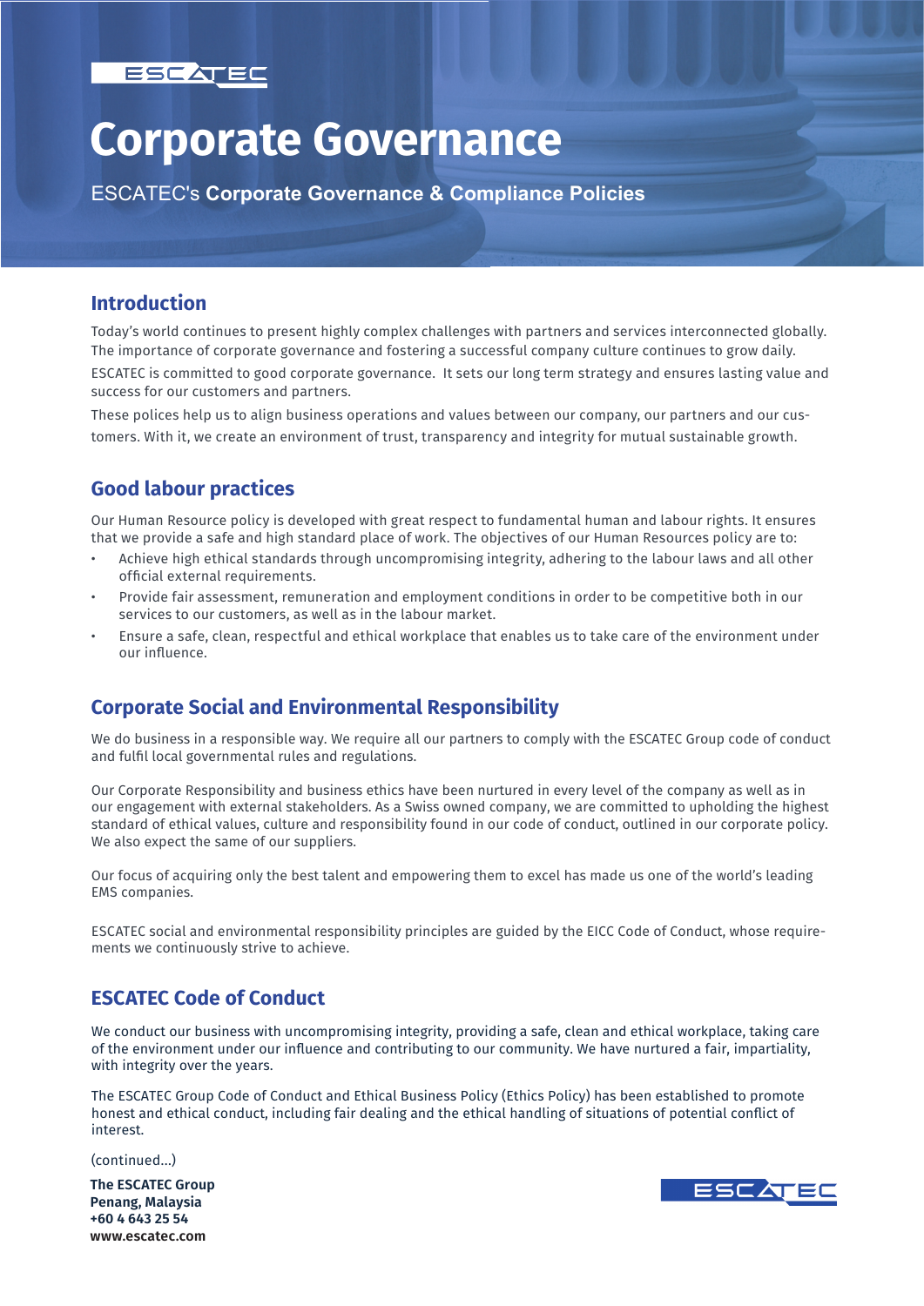# Corporate Governance

ESCATEC's **Corporate Governance & Compliance Policies**

## Introduction

Today's world continues to present highly complex challenges with partners and services interconnected globally. The importance of corporate governance and fostering a successful company culture continues to grow daily.

ESCATEC is committed to good corporate governance. It sets our long term strategy and ensures lasting value and success for our customers and partners.

These polices help us to align business operations and values between our company, our partners and our customers. With it, we create an environment of trust, transparency and integrity for mutual sustainable growth.

## Good labour practices

Our Human Resource policy is developed with great respect to fundamental human and labour rights. It ensures that we provide a safe and high standard place of work. The objectives of our Human Resources policy are to:

- Achieve high ethical standards through uncompromising integrity, adhering to the labour laws and all other official external requirements.
- Provide fair assessment, remuneration and employment conditions in order to be competitive both in our services to our customers, as well as in the labour market.
- Ensure a safe, clean, respectful and ethical workplace that enables us to take care of the environment under our influence.

## Corporate Social and Environmental Responsibility

We do business in a responsible way. We require all our partners to comply with the ESCATEC Group code of conduct and fulfil local governmental rules and regulations.

Our Corporate Responsibility and business ethics have been nurtured in every level of the company as well as in our engagement with external stakeholders. As a Swiss owned company, we are committed to upholding the highest standard of ethical values, culture and responsibility found in our code of conduct, outlined in our corporate policy. We also expect the same of our suppliers.

Our focus of acquiring only the best talent and empowering them to excel has made us one of the world's leading EMS companies.

ESCATEC social and environmental responsibility principles are guided by the EICC Code of Conduct, whose requirements we continuously strive to achieve.

## ESCATEC Code of Conduct

We conduct our business with uncompromising integrity, providing a safe, clean and ethical workplace, taking care of the environment under our influence and contributing to our community. We have nurtured a fair, impartiality, with integrity over the years.

The ESCATEC Group Code of Conduct and Ethical Business Policy (Ethics Policy) has been established to promote honest and ethical conduct, including fair dealing and the ethical handling of situations of potential conflict of interest.

(continued...)

**The ESCATEC Group**
**Penang, Malaysia**
**+60 4 643 25 54**
**www.escatec.com**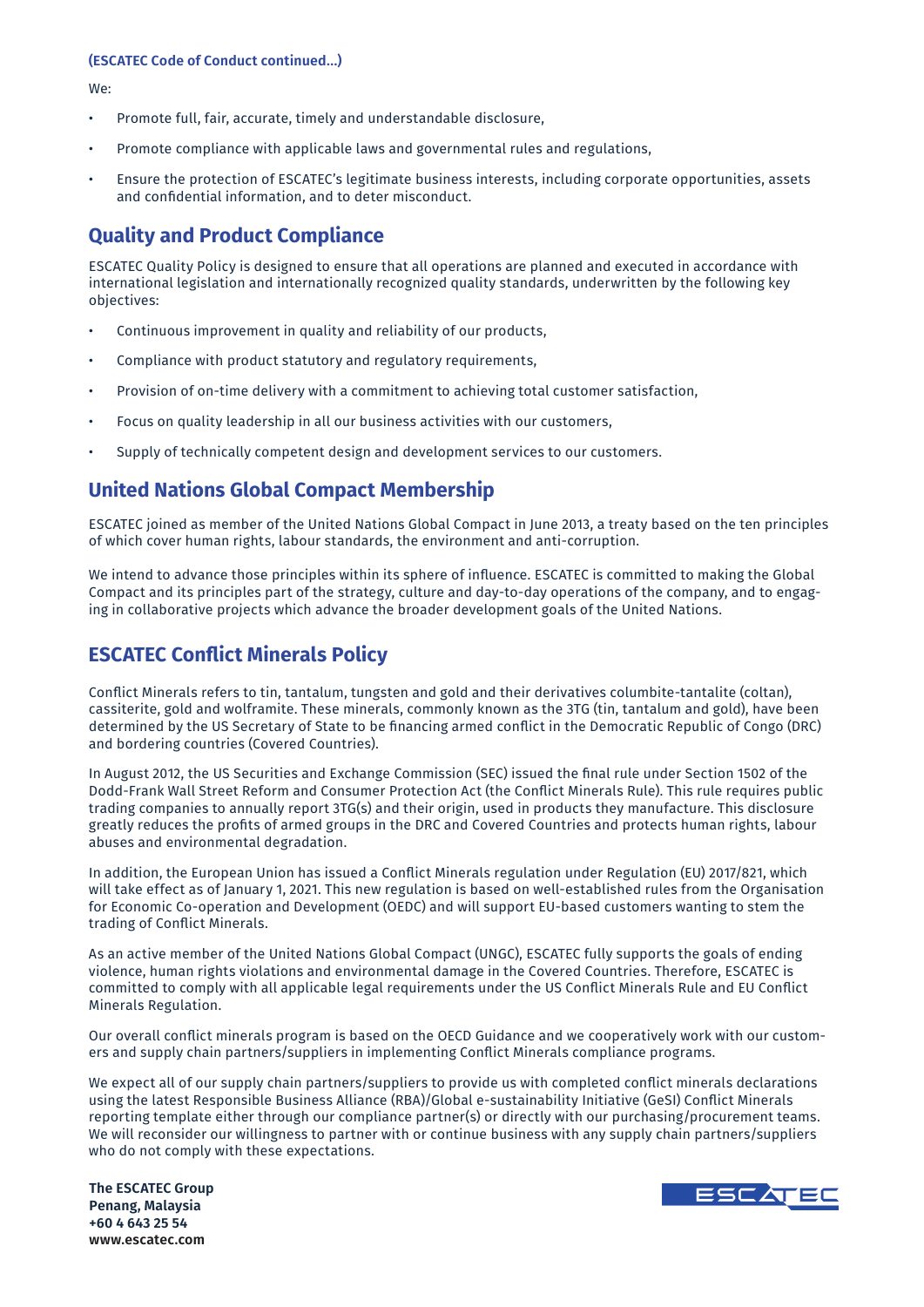**(ESCATEC Code of Conduct continued...)**

We:

- Promote full, fair, accurate, timely and understandable disclosure,
- Promote compliance with applicable laws and governmental rules and regulations,
- Ensure the protection of ESCATEC's legitimate business interests, including corporate opportunities, assets and confidential information, and to deter misconduct.

## Quality and Product Compliance

ESCATEC Quality Policy is designed to ensure that all operations are planned and executed in accordance with international legislation and internationally recognized quality standards, underwritten by the following key objectives:

- Continuous improvement in quality and reliability of our products,
- Compliance with product statutory and regulatory requirements,
- Provision of on-time delivery with a commitment to achieving total customer satisfaction,
- Focus on quality leadership in all our business activities with our customers,
- Supply of technically competent design and development services to our customers.

## United Nations Global Compact Membership

ESCATEC joined as member of the United Nations Global Compact in June 2013, a treaty based on the ten principles of which cover human rights, labour standards, the environment and anti-corruption.

We intend to advance those principles within its sphere of influence. ESCATEC is committed to making the Global Compact and its principles part of the strategy, culture and day-to-day operations of the company, and to engaging in collaborative projects which advance the broader development goals of the United Nations.

## ESCATEC Conflict Minerals Policy

Conflict Minerals refers to tin, tantalum, tungsten and gold and their derivatives columbite-tantalite (coltan), cassiterite, gold and wolframite. These minerals, commonly known as the 3TG (tin, tantalum and gold), have been determined by the US Secretary of State to be financing armed conflict in the Democratic Republic of Congo (DRC) and bordering countries (Covered Countries).

In August 2012, the US Securities and Exchange Commission (SEC) issued the final rule under Section 1502 of the Dodd-Frank Wall Street Reform and Consumer Protection Act (the Conflict Minerals Rule). This rule requires public trading companies to annually report 3TG(s) and their origin, used in products they manufacture. This disclosure greatly reduces the profits of armed groups in the DRC and Covered Countries and protects human rights, labour abuses and environmental degradation.

In addition, the European Union has issued a Conflict Minerals regulation under Regulation (EU) 2017/821, which will take effect as of January 1, 2021. This new regulation is based on well-established rules from the Organisation for Economic Co-operation and Development (OEDC) and will support EU-based customers wanting to stem the trading of Conflict Minerals.

As an active member of the United Nations Global Compact (UNGC), ESCATEC fully supports the goals of ending violence, human rights violations and environmental damage in the Covered Countries. Therefore, ESCATEC is committed to comply with all applicable legal requirements under the US Conflict Minerals Rule and EU Conflict Minerals Regulation.

Our overall conflict minerals program is based on the OECD Guidance and we cooperatively work with our customers and supply chain partners/suppliers in implementing Conflict Minerals compliance programs.

We expect all of our supply chain partners/suppliers to provide us with completed conflict minerals declarations using the latest Responsible Business Alliance (RBA)/Global e-sustainability Initiative (GeSI) Conflict Minerals reporting template either through our compliance partner(s) or directly with our purchasing/procurement teams. We will reconsider our willingness to partner with or continue business with any supply chain partners/suppliers who do not comply with these expectations.

**The ESCATEC Group**
**Penang, Malaysia**
**+60 4 643 25 54**
**www.escatec.com**